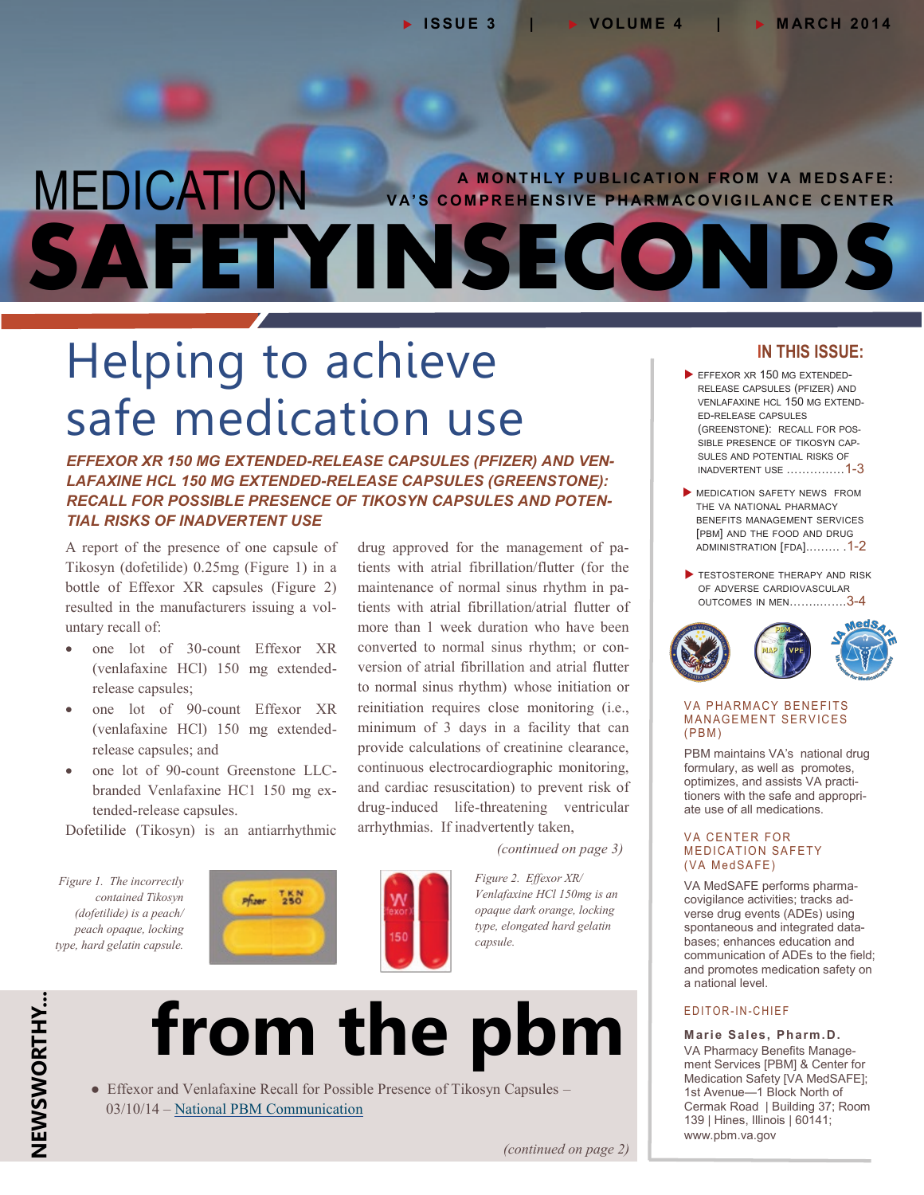# MEDICATION SAFETY IN SECONDS

A MONTHLY PUBLICATION FROM VA MEDSAFE: VA'S COMPREHENSIVE PHARMACOVIGILANCE CENTER

## Helping to achieve safe medication use

### *EFFEXOR XR 150 MG EXTENDED-RELEASE CAPSULES (PFIZER) AND VENLAFAXINE HCL 150 MG EXTENDED-RELEASE CAPSULES (GREENSTONE): RECALL FOR POSSIBLE PRESENCE OF TIKOSYN CAPSULES AND POTENTIAL RISKS OF INADVERTENT USE*

A report of the presence of one capsule of Tikosyn (dofetilide) 0.25mg (Figure 1) in a bottle of Effexor XR capsules (Figure 2) resulted in the manufacturers issuing a voluntary recall of:

- one lot of 30-count Effexor XR (venlafaxine HCl) 150 mg extended-release capsules;
- one lot of 90-count Effexor XR (venlafaxine HCl) 150 mg extended-release capsules; and
- one lot of 90-count Greenstone LLC-branded Venlafaxine HC1 150 mg extended-release capsules.

Dofetilide (Tikosyn) is an antiarrhythmic drug approved for the management of patients with atrial fibrillation/flutter (for the maintenance of normal sinus rhythm in patients with atrial fibrillation/atrial flutter of more than 1 week duration who have been converted to normal sinus rhythm; or conversion of atrial fibrillation and atrial flutter to normal sinus rhythm) whose initiation or reinitiation requires close monitoring (i.e., minimum of 3 days in a facility that can provide calculations of creatinine clearance, continuous electrocardiographic monitoring, and cardiac resuscitation) to prevent risk of drug-induced life-threatening ventricular arrhythmias. If inadvertently taken,

*(continued on page 3)*

*Figure 1. The incorrectly contained Tikosyn (dofetilide) is a peach/peach opaque, locking type, hard gelatin capsule.*

*Figure 2. Effexor XR/Venlafaxine HCl 150mg is an opaque dark orange, locking type, elongated hard gelatin capsule.*

## NEWSWORTHY... from the pbm

- Effexor and Venlafaxine Recall for Possible Presence of Tikosyn Capsules – 03/10/14 – National PBM Communication

*(continued on page 2)*

---

### IN THIS ISSUE:

- EFFEXOR XR 150 MG EXTENDED-RELEASE CAPSULES (PFIZER) AND VENLAFAXINE HCL 150 MG EXTENDED-RELEASE CAPSULES (GREENSTONE): RECALL FOR POSSIBLE PRESENCE OF TIKOSYN CAPSULES AND POTENTIAL RISKS OF INADVERTENT USE ............... 1-3
- MEDICATION SAFETY NEWS FROM THE VA NATIONAL PHARMACY BENEFITS MANAGEMENT SERVICES [PBM] AND THE FOOD AND DRUG ADMINISTRATION [FDA]......... .1-2
- TESTOSTERONE THERAPY AND RISK OF ADVERSE CARDIOVASCULAR OUTCOMES IN MEN...............3-4

#### VA PHARMACY BENEFITS MANAGEMENT SERVICES (PBM)

PBM maintains VA's national drug formulary, as well as promotes, optimizes, and assists VA practitioners with the safe and appropriate use of all medications.

#### VA CENTER FOR MEDICATION SAFETY (VA MedSAFE)

VA MedSAFE performs pharmacovigilance activities; tracks adverse drug events (ADEs) using spontaneous and integrated databases; enhances education and communication of ADEs to the field; and promotes medication safety on a national level.

#### EDITOR-IN-CHIEF

**Marie Sales, Pharm.D.**
VA Pharmacy Benefits Management Services [PBM] & Center for Medication Safety [VA MedSAFE]; 1st Avenue—1 Block North of Cermak Road | Building 37; Room 139 | Hines, Illinois | 60141; www.pbm.va.gov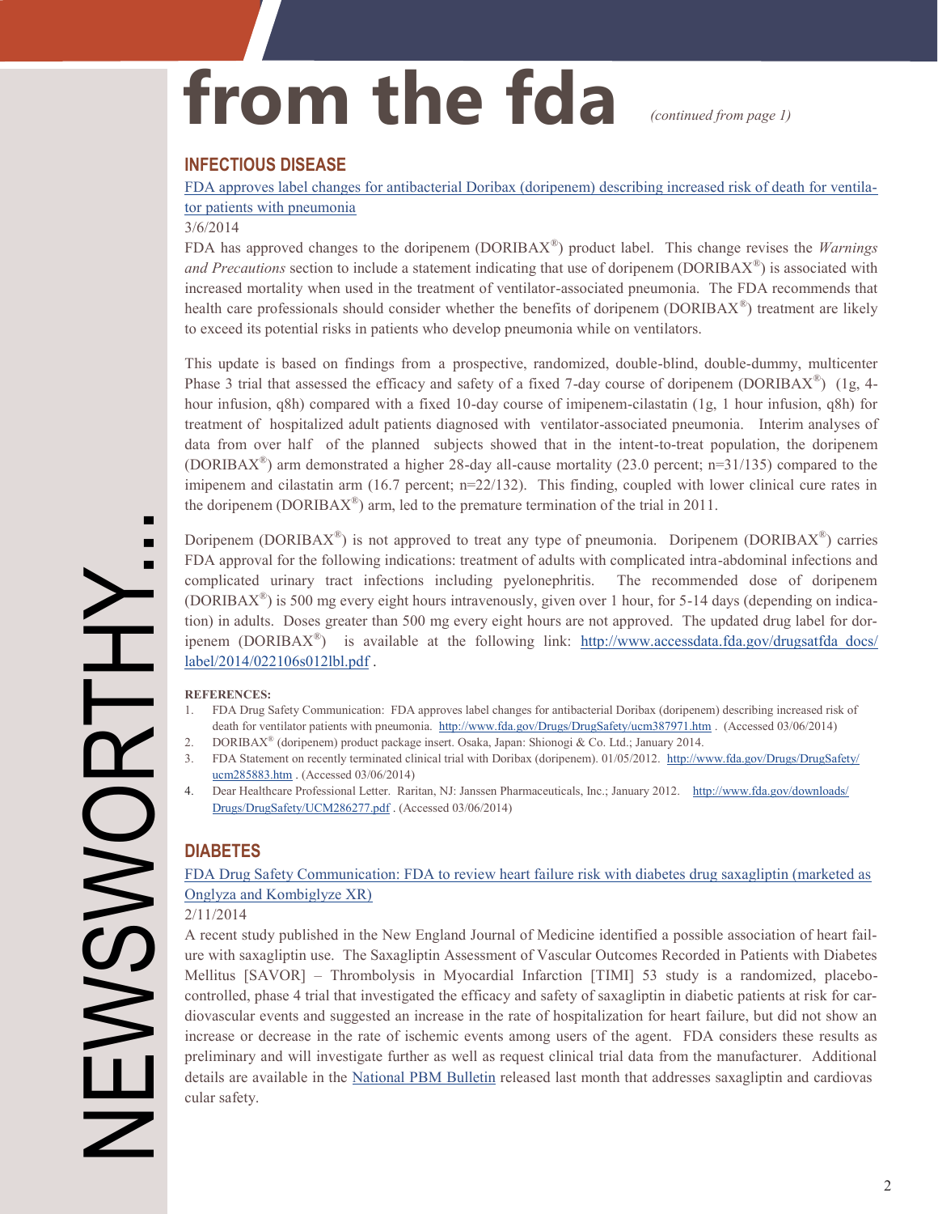# from the fda

*(continued from page 1)*

## INFECTIOUS DISEASE

FDA approves label changes for antibacterial Doribax (doripenem) describing increased risk of death for ventilator patients with pneumonia

3/6/2014

FDA has approved changes to the doripenem (DORIBAX®) product label. This change revises the *Warnings and Precautions* section to include a statement indicating that use of doripenem (DORIBAX®) is associated with increased mortality when used in the treatment of ventilator-associated pneumonia. The FDA recommends that health care professionals should consider whether the benefits of doripenem (DORIBAX®) treatment are likely to exceed its potential risks in patients who develop pneumonia while on ventilators.

This update is based on findings from a prospective, randomized, double-blind, double-dummy, multicenter Phase 3 trial that assessed the efficacy and safety of a fixed 7-day course of doripenem (DORIBAX®) (1g, 4-hour infusion, q8h) compared with a fixed 10-day course of imipenem-cilastatin (1g, 1 hour infusion, q8h) for treatment of hospitalized adult patients diagnosed with ventilator-associated pneumonia. Interim analyses of data from over half of the planned subjects showed that in the intent-to-treat population, the doripenem (DORIBAX®) arm demonstrated a higher 28-day all-cause mortality (23.0 percent; n=31/135) compared to the imipenem and cilastatin arm (16.7 percent; n=22/132). This finding, coupled with lower clinical cure rates in the doripenem (DORIBAX®) arm, led to the premature termination of the trial in 2011.

Doripenem (DORIBAX®) is not approved to treat any type of pneumonia. Doripenem (DORIBAX®) carries FDA approval for the following indications: treatment of adults with complicated intra-abdominal infections and complicated urinary tract infections including pyelonephritis. The recommended dose of doripenem (DORIBAX®) is 500 mg every eight hours intravenously, given over 1 hour, for 5-14 days (depending on indication) in adults. Doses greater than 500 mg every eight hours are not approved. The updated drug label for doripenem (DORIBAX®) is available at the following link: http://www.accessdata.fda.gov/drugsatfda_docs/label/2014/022106s012lbl.pdf .

**REFERENCES:**

1. FDA Drug Safety Communication: FDA approves label changes for antibacterial Doribax (doripenem) describing increased risk of death for ventilator patients with pneumonia. http://www.fda.gov/Drugs/DrugSafety/ucm387971.htm . (Accessed 03/06/2014)
2. DORIBAX® (doripenem) product package insert. Osaka, Japan: Shionogi & Co. Ltd.; January 2014.
3. FDA Statement on recently terminated clinical trial with Doribax (doripenem). 01/05/2012. http://www.fda.gov/Drugs/DrugSafety/ucm285883.htm . (Accessed 03/06/2014)
4. Dear Healthcare Professional Letter. Raritan, NJ: Janssen Pharmaceuticals, Inc.; January 2012. http://www.fda.gov/downloads/Drugs/DrugSafety/UCM286277.pdf . (Accessed 03/06/2014)

## DIABETES

FDA Drug Safety Communication: FDA to review heart failure risk with diabetes drug saxagliptin (marketed as Onglyza and Kombiglyze XR)

2/11/2014

A recent study published in the New England Journal of Medicine identified a possible association of heart failure with saxagliptin use. The Saxagliptin Assessment of Vascular Outcomes Recorded in Patients with Diabetes Mellitus [SAVOR] – Thrombolysis in Myocardial Infarction [TIMI] 53 study is a randomized, placebo-controlled, phase 4 trial that investigated the efficacy and safety of saxagliptin in diabetic patients at risk for cardiovascular events and suggested an increase in the rate of hospitalization for heart failure, but did not show an increase or decrease in the rate of ischemic events among users of the agent. FDA considers these results as preliminary and will investigate further as well as request clinical trial data from the manufacturer. Additional details are available in the National PBM Bulletin released last month that addresses saxagliptin and cardiovascular safety.

NEWSWORTHY...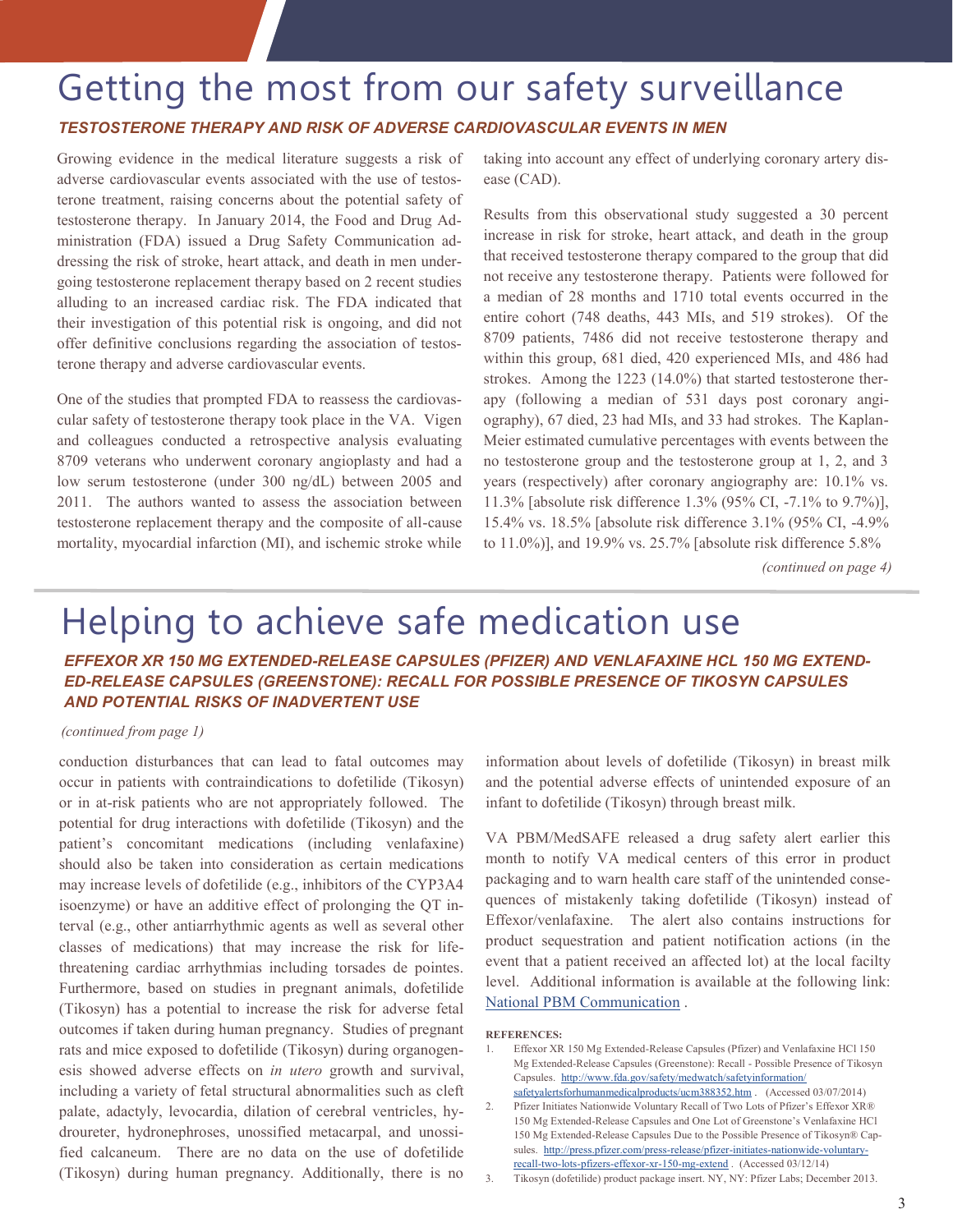# Getting the most from our safety surveillance

### *TESTOSTERONE THERAPY AND RISK OF ADVERSE CARDIOVASCULAR EVENTS IN MEN*

Growing evidence in the medical literature suggests a risk of adverse cardiovascular events associated with the use of testosterone treatment, raising concerns about the potential safety of testosterone therapy. In January 2014, the Food and Drug Administration (FDA) issued a Drug Safety Communication addressing the risk of stroke, heart attack, and death in men undergoing testosterone replacement therapy based on 2 recent studies alluding to an increased cardiac risk. The FDA indicated that their investigation of this potential risk is ongoing, and did not offer definitive conclusions regarding the association of testosterone therapy and adverse cardiovascular events.

One of the studies that prompted FDA to reassess the cardiovascular safety of testosterone therapy took place in the VA. Vigen and colleagues conducted a retrospective analysis evaluating 8709 veterans who underwent coronary angioplasty and had a low serum testosterone (under 300 ng/dL) between 2005 and 2011. The authors wanted to assess the association between testosterone replacement therapy and the composite of all-cause mortality, myocardial infarction (MI), and ischemic stroke while taking into account any effect of underlying coronary artery disease (CAD).

Results from this observational study suggested a 30 percent increase in risk for stroke, heart attack, and death in the group that received testosterone therapy compared to the group that did not receive any testosterone therapy. Patients were followed for a median of 28 months and 1710 total events occurred in the entire cohort (748 deaths, 443 MIs, and 519 strokes). Of the 8709 patients, 7486 did not receive testosterone therapy and within this group, 681 died, 420 experienced MIs, and 486 had strokes. Among the 1223 (14.0%) that started testosterone therapy (following a median of 531 days post coronary angiography), 67 died, 23 had MIs, and 33 had strokes. The Kaplan-Meier estimated cumulative percentages with events between the no testosterone group and the testosterone group at 1, 2, and 3 years (respectively) after coronary angiography are: 10.1% vs. 11.3% [absolute risk difference 1.3% (95% CI, -7.1% to 9.7%)], 15.4% vs. 18.5% [absolute risk difference 3.1% (95% CI, -4.9% to 11.0%)], and 19.9% vs. 25.7% [absolute risk difference 5.8%

*(continued on page 4)*

# Helping to achieve safe medication use

### *EFFEXOR XR 150 MG EXTENDED-RELEASE CAPSULES (PFIZER) AND VENLAFAXINE HCL 150 MG EXTENDED-RELEASE CAPSULES (GREENSTONE): RECALL FOR POSSIBLE PRESENCE OF TIKOSYN CAPSULES AND POTENTIAL RISKS OF INADVERTENT USE*

*(continued from page 1)*

conduction disturbances that can lead to fatal outcomes may occur in patients with contraindications to dofetilide (Tikosyn) or in at-risk patients who are not appropriately followed. The potential for drug interactions with dofetilide (Tikosyn) and the patient's concomitant medications (including venlafaxine) should also be taken into consideration as certain medications may increase levels of dofetilide (e.g., inhibitors of the CYP3A4 isoenzyme) or have an additive effect of prolonging the QT interval (e.g., other antiarrhythmic agents as well as several other classes of medications) that may increase the risk for life-threatening cardiac arrhythmias including torsades de pointes. Furthermore, based on studies in pregnant animals, dofetilide (Tikosyn) has a potential to increase the risk for adverse fetal outcomes if taken during human pregnancy. Studies of pregnant rats and mice exposed to dofetilide (Tikosyn) during organogenesis showed adverse effects on *in utero* growth and survival, including a variety of fetal structural abnormalities such as cleft palate, adactyly, levocardia, dilation of cerebral ventricles, hydroureter, hydronephroses, unossified metacarpal, and unossified calcaneum. There are no data on the use of dofetilide (Tikosyn) during human pregnancy. Additionally, there is no information about levels of dofetilide (Tikosyn) in breast milk and the potential adverse effects of unintended exposure of an infant to dofetilide (Tikosyn) through breast milk.

VA PBM/MedSAFE released a drug safety alert earlier this month to notify VA medical centers of this error in product packaging and to warn health care staff of the unintended consequences of mistakenly taking dofetilide (Tikosyn) instead of Effexor/venlafaxine. The alert also contains instructions for product sequestration and patient notification actions (in the event that a patient received an affected lot) at the local facilty level. Additional information is available at the following link: National PBM Communication .

**REFERENCES:**

1. Effexor XR 150 Mg Extended-Release Capsules (Pfizer) and Venlafaxine HCl 150 Mg Extended-Release Capsules (Greenstone): Recall - Possible Presence of Tikosyn Capsules. http://www.fda.gov/safety/medwatch/safetyinformation/safetyalertsforhumanmedicalproducts/ucm388352.htm . (Accessed 03/07/2014)
2. Pfizer Initiates Nationwide Voluntary Recall of Two Lots of Pfizer's Effexor XR® 150 Mg Extended-Release Capsules and One Lot of Greenstone's Venlafaxine HCl 150 Mg Extended-Release Capsules Due to the Possible Presence of Tikosyn® Capsules. http://press.pfizer.com/press-release/pfizer-initiates-nationwide-voluntary-recall-two-lots-pfizers-effexor-xr-150-mg-extend . (Accessed 03/12/14)
3. Tikosyn (dofetilide) product package insert. NY, NY: Pfizer Labs; December 2013.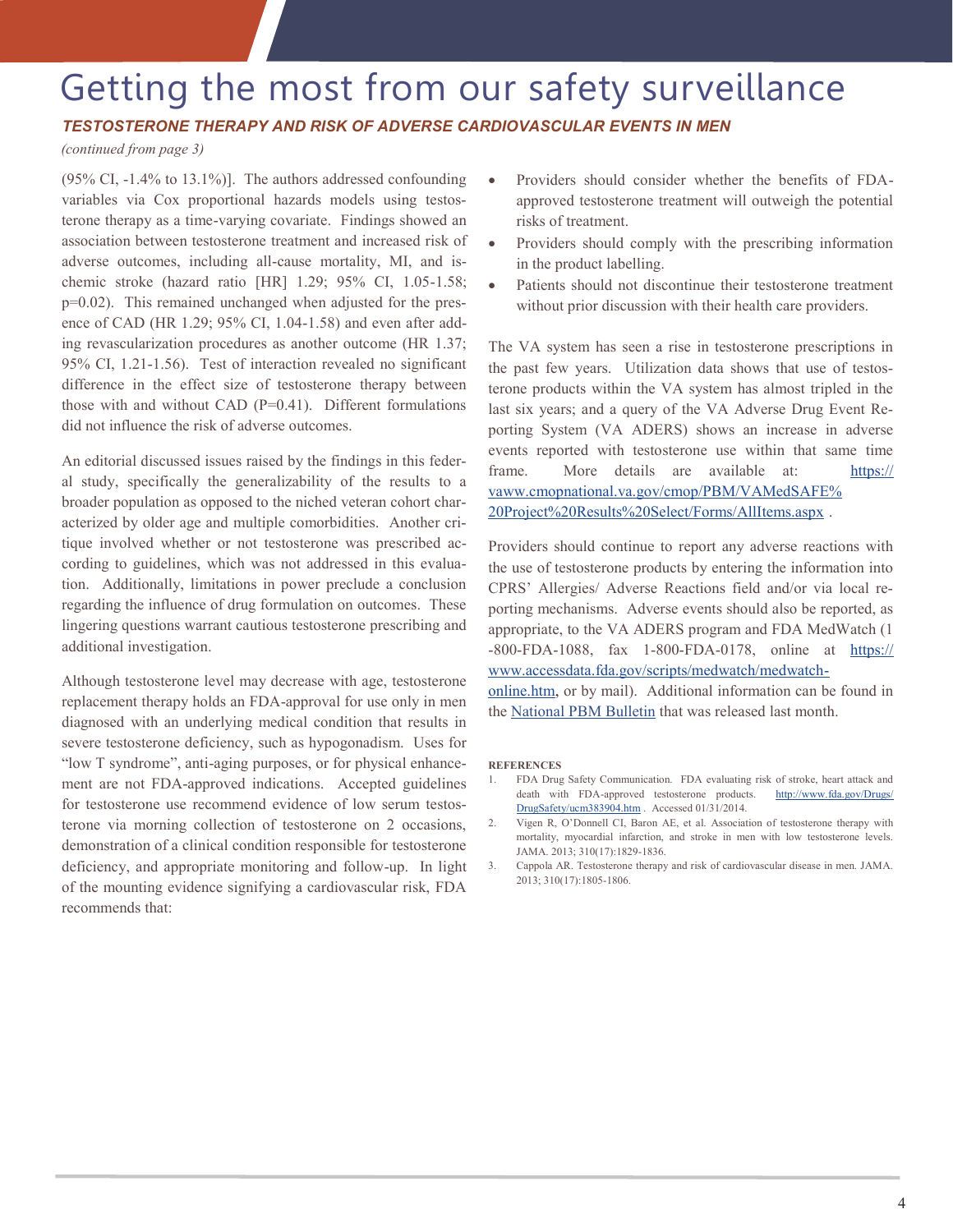# Getting the most from our safety surveillance

***TESTOSTERONE THERAPY AND RISK OF ADVERSE CARDIOVASCULAR EVENTS IN MEN***

*(continued from page 3)*

(95% CI, -1.4% to 13.1%)]. The authors addressed confounding variables via Cox proportional hazards models using testosterone therapy as a time-varying covariate. Findings showed an association between testosterone treatment and increased risk of adverse outcomes, including all-cause mortality, MI, and ischemic stroke (hazard ratio [HR] 1.29; 95% CI, 1.05-1.58; p=0.02). This remained unchanged when adjusted for the presence of CAD (HR 1.29; 95% CI, 1.04-1.58) and even after adding revascularization procedures as another outcome (HR 1.37; 95% CI, 1.21-1.56). Test of interaction revealed no significant difference in the effect size of testosterone therapy between those with and without CAD (P=0.41). Different formulations did not influence the risk of adverse outcomes.

An editorial discussed issues raised by the findings in this federal study, specifically the generalizability of the results to a broader population as opposed to the niched veteran cohort characterized by older age and multiple comorbidities. Another critique involved whether or not testosterone was prescribed according to guidelines, which was not addressed in this evaluation. Additionally, limitations in power preclude a conclusion regarding the influence of drug formulation on outcomes. These lingering questions warrant cautious testosterone prescribing and additional investigation.

Although testosterone level may decrease with age, testosterone replacement therapy holds an FDA-approval for use only in men diagnosed with an underlying medical condition that results in severe testosterone deficiency, such as hypogonadism. Uses for "low T syndrome", anti-aging purposes, or for physical enhancement are not FDA-approved indications. Accepted guidelines for testosterone use recommend evidence of low serum testosterone via morning collection of testosterone on 2 occasions, demonstration of a clinical condition responsible for testosterone deficiency, and appropriate monitoring and follow-up. In light of the mounting evidence signifying a cardiovascular risk, FDA recommends that:

- Providers should consider whether the benefits of FDA-approved testosterone treatment will outweigh the potential risks of treatment.
- Providers should comply with the prescribing information in the product labelling.
- Patients should not discontinue their testosterone treatment without prior discussion with their health care providers.

The VA system has seen a rise in testosterone prescriptions in the past few years. Utilization data shows that use of testosterone products within the VA system has almost tripled in the last six years; and a query of the VA Adverse Drug Event Reporting System (VA ADERS) shows an increase in adverse events reported with testosterone use within that same time frame. More details are available at: https://vaww.cmopnational.va.gov/cmop/PBM/VAMedSAFE%20Project%20Results%20Select/Forms/AllItems.aspx .

Providers should continue to report any adverse reactions with the use of testosterone products by entering the information into CPRS' Allergies/ Adverse Reactions field and/or via local reporting mechanisms. Adverse events should also be reported, as appropriate, to the VA ADERS program and FDA MedWatch (1-800-FDA-1088, fax 1-800-FDA-0178, online at https://www.accessdata.fda.gov/scripts/medwatch/medwatch-online.htm, or by mail). Additional information can be found in the National PBM Bulletin that was released last month.

**REFERENCES**

1. FDA Drug Safety Communication. FDA evaluating risk of stroke, heart attack and death with FDA-approved testosterone products. http://www.fda.gov/Drugs/DrugSafety/ucm383904.htm . Accessed 01/31/2014.
2. Vigen R, O'Donnell CI, Baron AE, et al. Association of testosterone therapy with mortality, myocardial infarction, and stroke in men with low testosterone levels. JAMA. 2013; 310(17):1829-1836.
3. Cappola AR. Testosterone therapy and risk of cardiovascular disease in men. JAMA. 2013; 310(17):1805-1806.